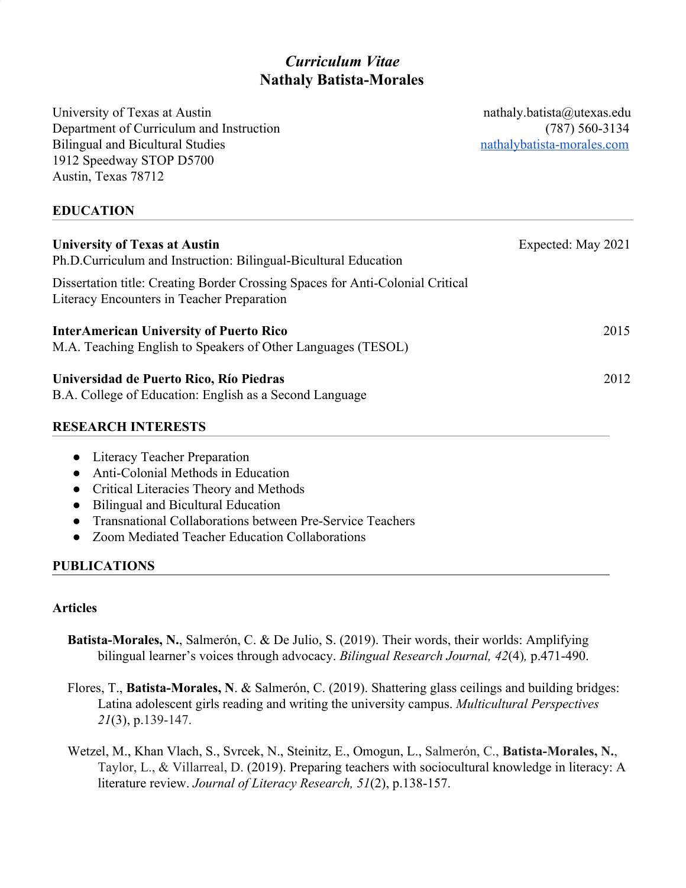# *Curriculum Vitae*
# Nathaly Batista-Morales

University of Texas at Austin
Department of Curriculum and Instruction
Bilingual and Bicultural Studies
1912 Speedway STOP D5700
Austin, Texas 78712

nathaly.batista@utexas.edu
(787) 560-3134
nathalybatista-morales.com

## EDUCATION

**University of Texas at Austin** — Expected: May 2021
Ph.D.Curriculum and Instruction: Bilingual-Bicultural Education

Dissertation title: Creating Border Crossing Spaces for Anti-Colonial Critical Literacy Encounters in Teacher Preparation

**InterAmerican University of Puerto Rico** — 2015
M.A. Teaching English to Speakers of Other Languages (TESOL)

**Universidad de Puerto Rico, Río Piedras** — 2012
B.A. College of Education: English as a Second Language

## RESEARCH INTERESTS

- Literacy Teacher Preparation
- Anti-Colonial Methods in Education
- Critical Literacies Theory and Methods
- Bilingual and Bicultural Education
- Transnational Collaborations between Pre-Service Teachers
- Zoom Mediated Teacher Education Collaborations

## PUBLICATIONS

### Articles

**Batista-Morales, N.**, Salmerón, C. & De Julio, S. (2019). Their words, their worlds: Amplifying bilingual learner's voices through advocacy. *Bilingual Research Journal, 42*(4)*,* p.471-490.

Flores, T., **Batista-Morales, N**. & Salmerón, C. (2019). Shattering glass ceilings and building bridges: Latina adolescent girls reading and writing the university campus. *Multicultural Perspectives 21*(3), p.139-147.

Wetzel, M., Khan Vlach, S., Svrcek, N., Steinitz, E., Omogun, L., Salmerón, C., **Batista-Morales, N.**, Taylor, L., & Villarreal, D. (2019). Preparing teachers with sociocultural knowledge in literacy: A literature review. *Journal of Literacy Research, 51*(2), p.138-157.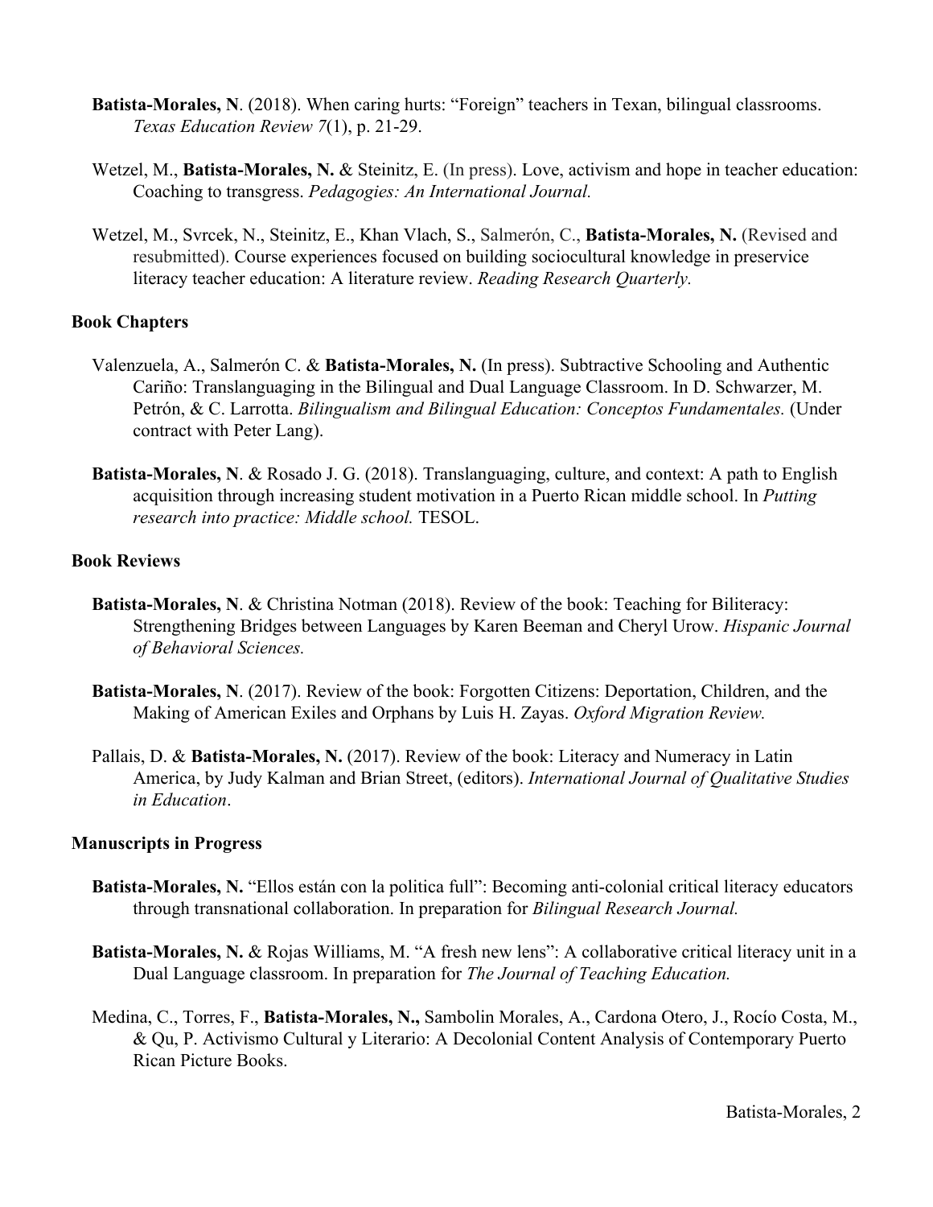**Batista-Morales, N**. (2018). When caring hurts: "Foreign" teachers in Texan, bilingual classrooms. *Texas Education Review 7*(1), p. 21-29.

Wetzel, M., **Batista-Morales, N.** & Steinitz, E. (In press). Love, activism and hope in teacher education: Coaching to transgress. *Pedagogies: An International Journal.*

Wetzel, M., Svrcek, N., Steinitz, E., Khan Vlach, S., Salmerón, C., **Batista-Morales, N.** (Revised and resubmitted). Course experiences focused on building sociocultural knowledge in preservice literacy teacher education: A literature review. *Reading Research Quarterly.*

### Book Chapters

Valenzuela, A., Salmerón C. & **Batista-Morales, N.** (In press). Subtractive Schooling and Authentic Cariño: Translanguaging in the Bilingual and Dual Language Classroom. In D. Schwarzer, M. Petrón, & C. Larrotta. *Bilingualism and Bilingual Education: Conceptos Fundamentales.* (Under contract with Peter Lang).

**Batista-Morales, N**. & Rosado J. G. (2018). Translanguaging, culture, and context: A path to English acquisition through increasing student motivation in a Puerto Rican middle school. In *Putting research into practice: Middle school.* TESOL.

### Book Reviews

**Batista-Morales, N**. & Christina Notman (2018). Review of the book: Teaching for Biliteracy: Strengthening Bridges between Languages by Karen Beeman and Cheryl Urow. *Hispanic Journal of Behavioral Sciences.*

**Batista-Morales, N**. (2017). Review of the book: Forgotten Citizens: Deportation, Children, and the Making of American Exiles and Orphans by Luis H. Zayas. *Oxford Migration Review.*

Pallais, D. & **Batista-Morales, N.** (2017). Review of the book: Literacy and Numeracy in Latin America, by Judy Kalman and Brian Street, (editors). *International Journal of Qualitative Studies in Education*.

### Manuscripts in Progress

**Batista-Morales, N.** "Ellos están con la politica full": Becoming anti-colonial critical literacy educators through transnational collaboration. In preparation for *Bilingual Research Journal.*

**Batista-Morales, N.** & Rojas Williams, M. "A fresh new lens": A collaborative critical literacy unit in a Dual Language classroom. In preparation for *The Journal of Teaching Education.*

Medina, C., Torres, F., **Batista-Morales, N.,** Sambolin Morales, A., Cardona Otero, J., Rocío Costa, M., & Qu, P. Activismo Cultural y Literario: A Decolonial Content Analysis of Contemporary Puerto Rican Picture Books.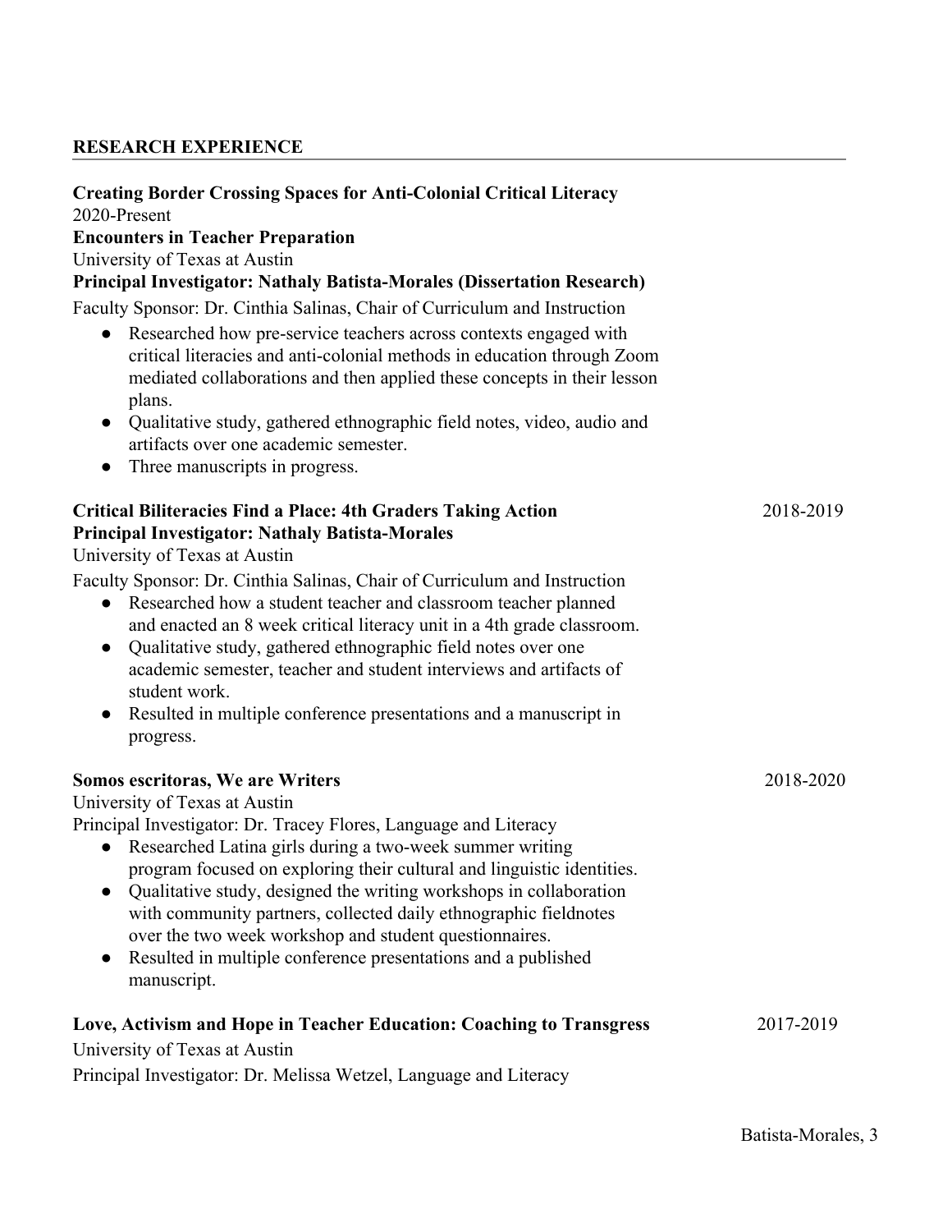## RESEARCH EXPERIENCE

**Creating Border Crossing Spaces for Anti-Colonial Critical Literacy**
2020-Present
**Encounters in Teacher Preparation**
University of Texas at Austin
**Principal Investigator: Nathaly Batista-Morales (Dissertation Research)**
Faculty Sponsor: Dr. Cinthia Salinas, Chair of Curriculum and Instruction

- Researched how pre-service teachers across contexts engaged with critical literacies and anti-colonial methods in education through Zoom mediated collaborations and then applied these concepts in their lesson plans.
- Qualitative study, gathered ethnographic field notes, video, audio and artifacts over one academic semester.
- Three manuscripts in progress.

**Critical Biliteracies Find a Place: 4th Graders Taking Action** 2018-2019
**Principal Investigator: Nathaly Batista-Morales**
University of Texas at Austin
Faculty Sponsor: Dr. Cinthia Salinas, Chair of Curriculum and Instruction

- Researched how a student teacher and classroom teacher planned and enacted an 8 week critical literacy unit in a 4th grade classroom.
- Qualitative study, gathered ethnographic field notes over one academic semester, teacher and student interviews and artifacts of student work.
- Resulted in multiple conference presentations and a manuscript in progress.

**Somos escritoras, We are Writers** 2018-2020
University of Texas at Austin
Principal Investigator: Dr. Tracey Flores, Language and Literacy

- Researched Latina girls during a two-week summer writing program focused on exploring their cultural and linguistic identities.
- Qualitative study, designed the writing workshops in collaboration with community partners, collected daily ethnographic fieldnotes over the two week workshop and student questionnaires.
- Resulted in multiple conference presentations and a published manuscript.

**Love, Activism and Hope in Teacher Education: Coaching to Transgress** 2017-2019
University of Texas at Austin
Principal Investigator: Dr. Melissa Wetzel, Language and Literacy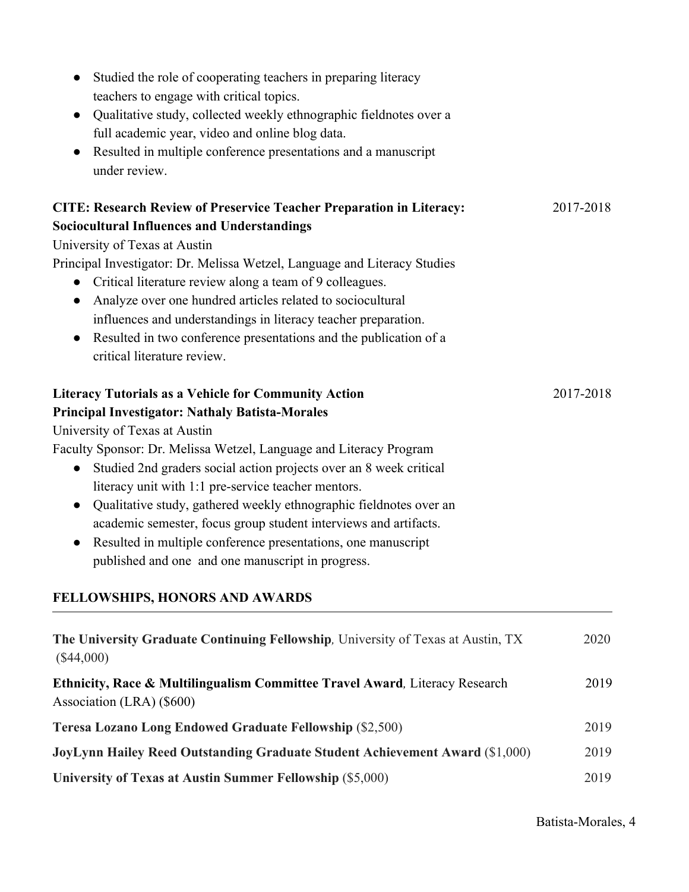- Studied the role of cooperating teachers in preparing literacy teachers to engage with critical topics.
- Qualitative study, collected weekly ethnographic fieldnotes over a full academic year, video and online blog data.
- Resulted in multiple conference presentations and a manuscript under review.

**CITE: Research Review of Preservice Teacher Preparation in Literacy: Sociocultural Influences and Understandings** 2017-2018

University of Texas at Austin

Principal Investigator: Dr. Melissa Wetzel, Language and Literacy Studies

- Critical literature review along a team of 9 colleagues.
- Analyze over one hundred articles related to sociocultural influences and understandings in literacy teacher preparation.
- Resulted in two conference presentations and the publication of a critical literature review.

**Literacy Tutorials as a Vehicle for Community Action** 2017-2018

**Principal Investigator: Nathaly Batista-Morales**

University of Texas at Austin

Faculty Sponsor: Dr. Melissa Wetzel, Language and Literacy Program

- Studied 2nd graders social action projects over an 8 week critical literacy unit with 1:1 pre-service teacher mentors.
- Qualitative study, gathered weekly ethnographic fieldnotes over an academic semester, focus group student interviews and artifacts.
- Resulted in multiple conference presentations, one manuscript published and one and one manuscript in progress.

## FELLOWSHIPS, HONORS AND AWARDS

**The University Graduate Continuing Fellowship***,* University of Texas at Austin, TX ($44,000) 2020

**Ethnicity, Race & Multilingualism Committee Travel Award***,* Literacy Research Association (LRA) ($600) 2019

**Teresa Lozano Long Endowed Graduate Fellowship** ($2,500) 2019

**JoyLynn Hailey Reed Outstanding Graduate Student Achievement Award** ($1,000) 2019

**University of Texas at Austin Summer Fellowship** ($5,000) 2019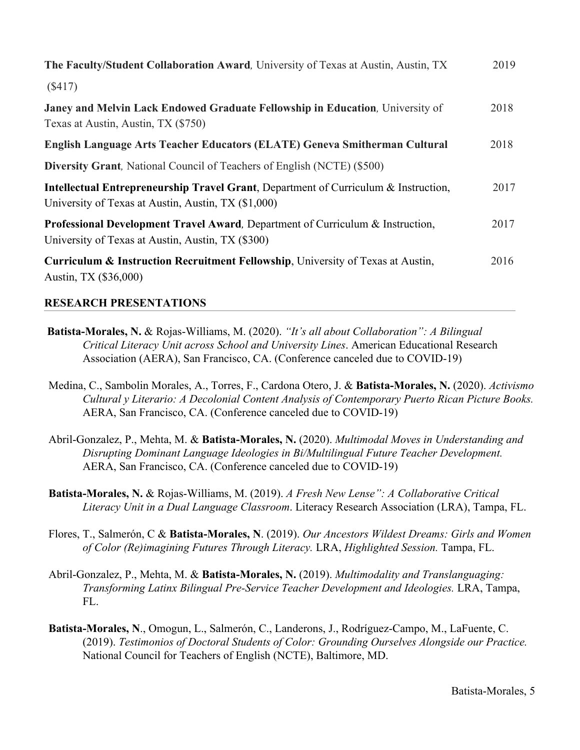**The Faculty/Student Collaboration Award**, University of Texas at Austin, Austin, TX ($417) 2019

**Janey and Melvin Lack Endowed Graduate Fellowship in Education**, University of Texas at Austin, Austin, TX ($750) 2018

**English Language Arts Teacher Educators (ELATE) Geneva Smitherman Cultural Diversity Grant**, National Council of Teachers of English (NCTE) ($500) 2018

**Intellectual Entrepreneurship Travel Grant**, Department of Curriculum & Instruction, University of Texas at Austin, Austin, TX ($1,000) 2017

**Professional Development Travel Award**, Department of Curriculum & Instruction, University of Texas at Austin, Austin, TX ($300) 2017

**Curriculum & Instruction Recruitment Fellowship**, University of Texas at Austin, Austin, TX ($36,000) 2016

## RESEARCH PRESENTATIONS

**Batista-Morales, N.** & Rojas-Williams, M. (2020). *"It's all about Collaboration": A Bilingual Critical Literacy Unit across School and University Lines*. American Educational Research Association (AERA), San Francisco, CA. (Conference canceled due to COVID-19)

Medina, C., Sambolin Morales, A., Torres, F., Cardona Otero, J. & **Batista-Morales, N.** (2020). *Activismo Cultural y Literario: A Decolonial Content Analysis of Contemporary Puerto Rican Picture Books.* AERA, San Francisco, CA. (Conference canceled due to COVID-19)

Abril-Gonzalez, P., Mehta, M. & **Batista-Morales, N.** (2020). *Multimodal Moves in Understanding and Disrupting Dominant Language Ideologies in Bi/Multilingual Future Teacher Development.* AERA, San Francisco, CA. (Conference canceled due to COVID-19)

**Batista-Morales, N.** & Rojas-Williams, M. (2019). *A Fresh New Lense": A Collaborative Critical Literacy Unit in a Dual Language Classroom*. Literacy Research Association (LRA), Tampa, FL.

Flores, T., Salmerón, C & **Batista-Morales, N**. (2019). *Our Ancestors Wildest Dreams: Girls and Women of Color (Re)imagining Futures Through Literacy.* LRA, *Highlighted Session.* Tampa, FL.

Abril-Gonzalez, P., Mehta, M. & **Batista-Morales, N.** (2019). *Multimodality and Translanguaging: Transforming Latinx Bilingual Pre-Service Teacher Development and Ideologies.* LRA, Tampa, FL.

**Batista-Morales, N**., Omogun, L., Salmerón, C., Landerons, J., Rodríguez-Campo, M., LaFuente, C. (2019). *Testimonios of Doctoral Students of Color: Grounding Ourselves Alongside our Practice.* National Council for Teachers of English (NCTE), Baltimore, MD.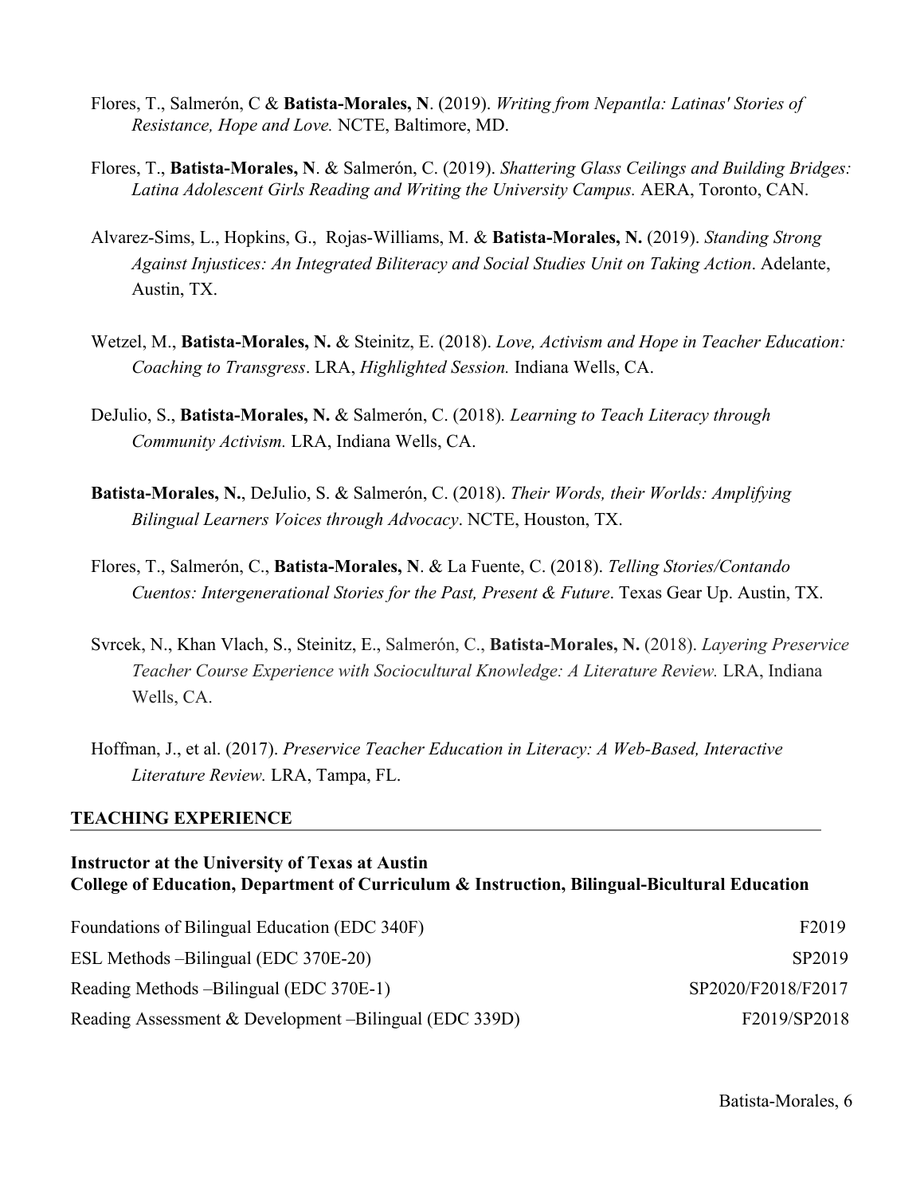Flores, T., Salmerón, C & **Batista-Morales, N**. (2019). *Writing from Nepantla: Latinas' Stories of Resistance, Hope and Love.* NCTE, Baltimore, MD.

Flores, T., **Batista-Morales, N**. & Salmerón, C. (2019). *Shattering Glass Ceilings and Building Bridges: Latina Adolescent Girls Reading and Writing the University Campus.* AERA, Toronto, CAN.

Alvarez-Sims, L., Hopkins, G., Rojas-Williams, M. & **Batista-Morales, N.** (2019). *Standing Strong Against Injustices: An Integrated Biliteracy and Social Studies Unit on Taking Action*. Adelante, Austin, TX.

Wetzel, M., **Batista-Morales, N.** & Steinitz, E. (2018). *Love, Activism and Hope in Teacher Education: Coaching to Transgress*. LRA, *Highlighted Session.* Indiana Wells, CA.

DeJulio, S., **Batista-Morales, N.** & Salmerón, C. (2018). *Learning to Teach Literacy through Community Activism.* LRA, Indiana Wells, CA.

**Batista-Morales, N.**, DeJulio, S. & Salmerón, C. (2018). *Their Words, their Worlds: Amplifying Bilingual Learners Voices through Advocacy*. NCTE, Houston, TX.

Flores, T., Salmerón, C., **Batista-Morales, N**. & La Fuente, C. (2018). *Telling Stories/Contando Cuentos: Intergenerational Stories for the Past, Present & Future*. Texas Gear Up. Austin, TX.

Svrcek, N., Khan Vlach, S., Steinitz, E., Salmerón, C., **Batista-Morales, N.** (2018). *Layering Preservice Teacher Course Experience with Sociocultural Knowledge: A Literature Review.* LRA, Indiana Wells, CA.

Hoffman, J., et al. (2017). *Preservice Teacher Education in Literacy: A Web-Based, Interactive Literature Review.* LRA, Tampa, FL.

## TEACHING EXPERIENCE

**Instructor at the University of Texas at Austin**
**College of Education, Department of Curriculum & Instruction, Bilingual-Bicultural Education**

| Course | Term |
|---|---|
| Foundations of Bilingual Education (EDC 340F) | F2019 |
| ESL Methods –Bilingual (EDC 370E-20) | SP2019 |
| Reading Methods –Bilingual (EDC 370E-1) | SP2020/F2018/F2017 |
| Reading Assessment & Development –Bilingual (EDC 339D) | F2019/SP2018 |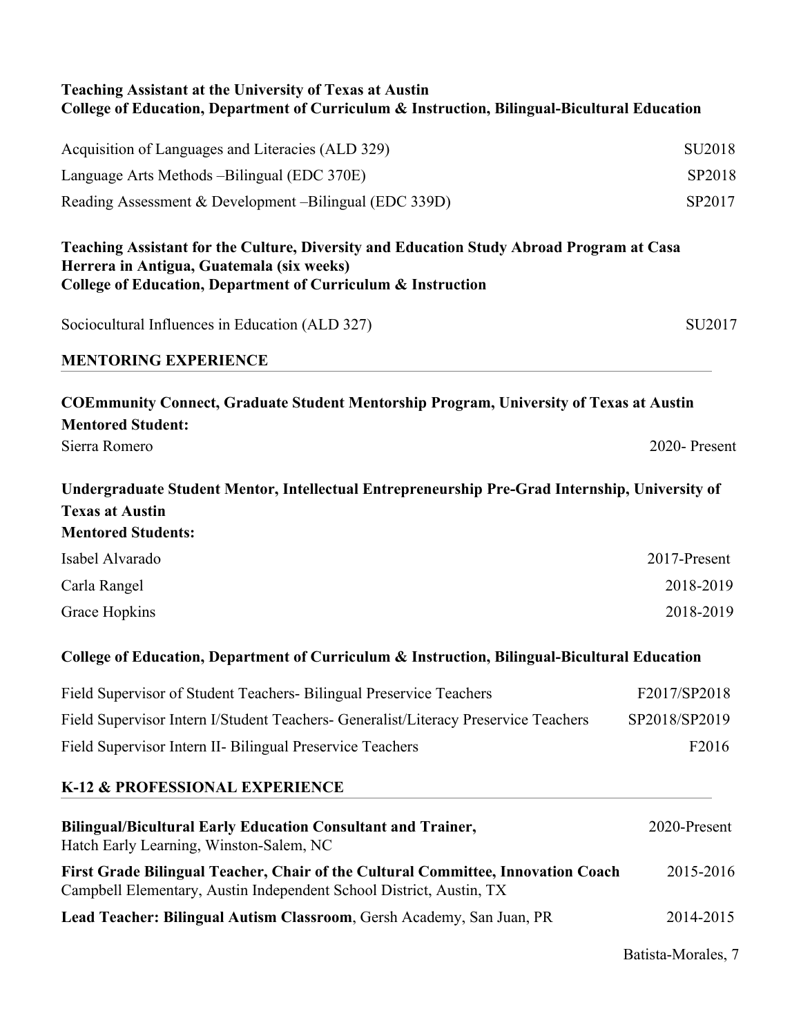**Teaching Assistant at the University of Texas at Austin**
**College of Education, Department of Curriculum & Instruction, Bilingual-Bicultural Education**

Acquisition of Languages and Literacies (ALD 329) SU2018

Language Arts Methods –Bilingual (EDC 370E) SP2018

Reading Assessment & Development –Bilingual (EDC 339D) SP2017

**Teaching Assistant for the Culture, Diversity and Education Study Abroad Program at Casa Herrera in Antigua, Guatemala (six weeks)**
**College of Education, Department of Curriculum & Instruction**

Sociocultural Influences in Education (ALD 327) SU2017

## MENTORING EXPERIENCE

**COEmmunity Connect, Graduate Student Mentorship Program, University of Texas at Austin**
**Mentored Student:**

Sierra Romero 2020- Present

**Undergraduate Student Mentor, Intellectual Entrepreneurship Pre-Grad Internship, University of Texas at Austin**
**Mentored Students:**

Isabel Alvarado 2017-Present

Carla Rangel 2018-2019

Grace Hopkins 2018-2019

**College of Education, Department of Curriculum & Instruction, Bilingual-Bicultural Education**

Field Supervisor of Student Teachers- Bilingual Preservice Teachers F2017/SP2018

Field Supervisor Intern I/Student Teachers- Generalist/Literacy Preservice Teachers SP2018/SP2019

Field Supervisor Intern II- Bilingual Preservice Teachers F2016

## K-12 & PROFESSIONAL EXPERIENCE

**Bilingual/Bicultural Early Education Consultant and Trainer,** 2020-Present
Hatch Early Learning, Winston-Salem, NC

**First Grade Bilingual Teacher, Chair of the Cultural Committee, Innovation Coach** 2015-2016
Campbell Elementary, Austin Independent School District, Austin, TX

**Lead Teacher: Bilingual Autism Classroom**, Gersh Academy, San Juan, PR 2014-2015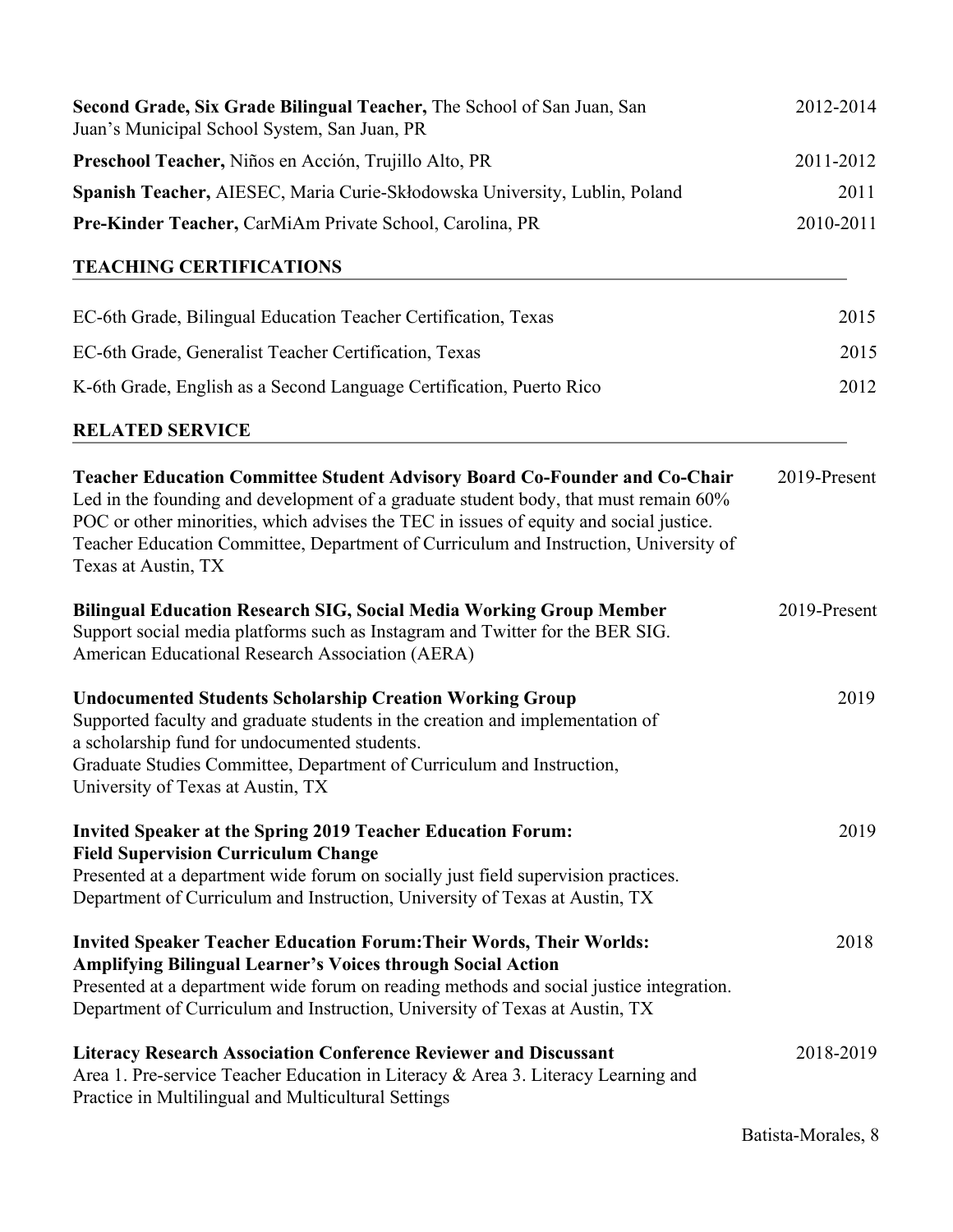**Second Grade, Six Grade Bilingual Teacher,** The School of San Juan, San Juan's Municipal School System, San Juan, PR 2012-2014

**Preschool Teacher,** Niños en Acción, Trujillo Alto, PR 2011-2012

**Spanish Teacher,** AIESEC, Maria Curie-Skłodowska University, Lublin, Poland 2011

**Pre-Kinder Teacher,** CarMiAm Private School, Carolina, PR 2010-2011

## TEACHING CERTIFICATIONS

EC-6th Grade, Bilingual Education Teacher Certification, Texas 2015

EC-6th Grade, Generalist Teacher Certification, Texas 2015

K-6th Grade, English as a Second Language Certification, Puerto Rico 2012

## RELATED SERVICE

**Teacher Education Committee Student Advisory Board Co-Founder and Co-Chair** 2019-Present
Led in the founding and development of a graduate student body, that must remain 60% POC or other minorities, which advises the TEC in issues of equity and social justice.
Teacher Education Committee, Department of Curriculum and Instruction, University of Texas at Austin, TX

**Bilingual Education Research SIG, Social Media Working Group Member** 2019-Present
Support social media platforms such as Instagram and Twitter for the BER SIG.
American Educational Research Association (AERA)

**Undocumented Students Scholarship Creation Working Group** 2019
Supported faculty and graduate students in the creation and implementation of a scholarship fund for undocumented students.
Graduate Studies Committee, Department of Curriculum and Instruction, University of Texas at Austin, TX

**Invited Speaker at the Spring 2019 Teacher Education Forum: Field Supervision Curriculum Change** 2019
Presented at a department wide forum on socially just field supervision practices.
Department of Curriculum and Instruction, University of Texas at Austin, TX

**Invited Speaker Teacher Education Forum:Their Words, Their Worlds: Amplifying Bilingual Learner's Voices through Social Action** 2018
Presented at a department wide forum on reading methods and social justice integration.
Department of Curriculum and Instruction, University of Texas at Austin, TX

**Literacy Research Association Conference Reviewer and Discussant** 2018-2019
Area 1. Pre-service Teacher Education in Literacy & Area 3. Literacy Learning and Practice in Multilingual and Multicultural Settings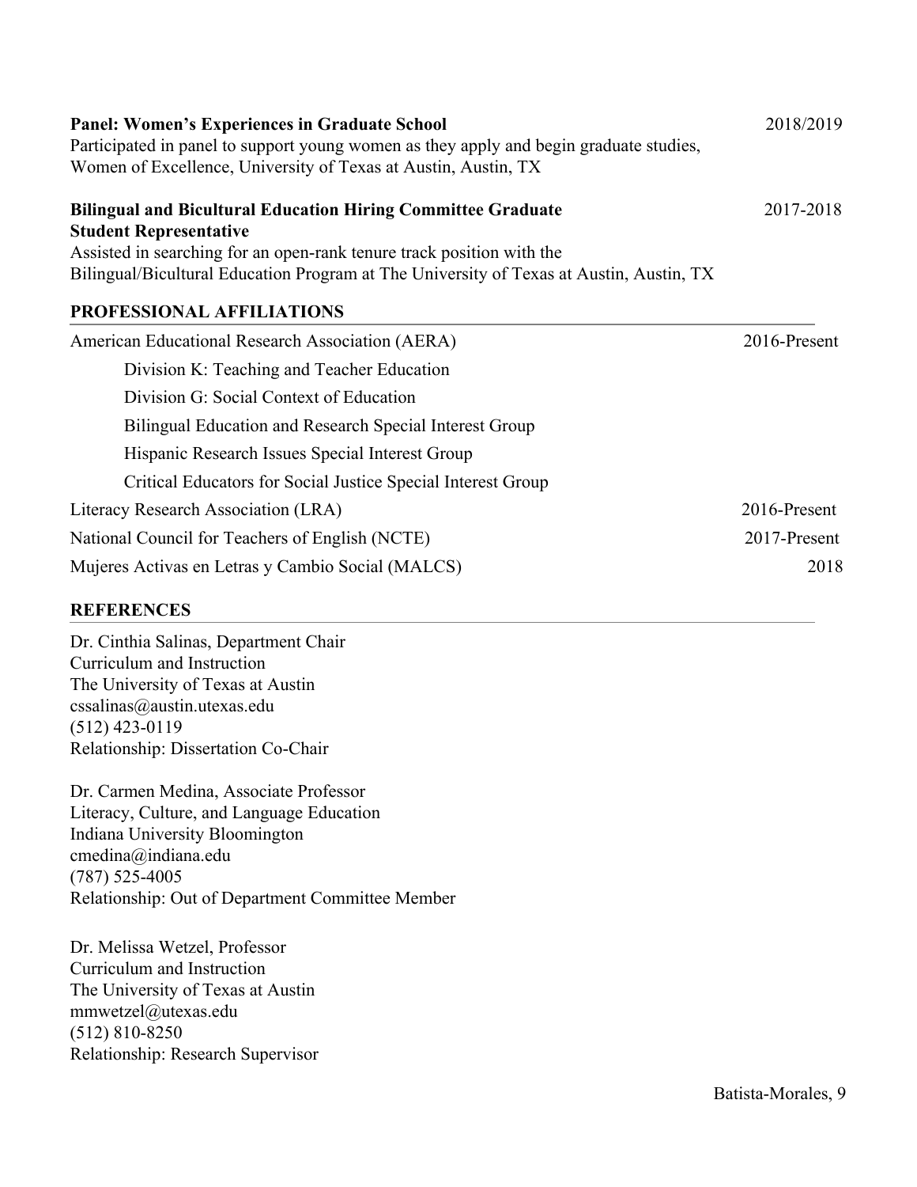**Panel: Women's Experiences in Graduate School** 2018/2019
Participated in panel to support young women as they apply and begin graduate studies, Women of Excellence, University of Texas at Austin, Austin, TX

**Bilingual and Bicultural Education Hiring Committee Graduate Student Representative** 2017-2018
Assisted in searching for an open-rank tenure track position with the Bilingual/Bicultural Education Program at The University of Texas at Austin, Austin, TX

## PROFESSIONAL AFFILIATIONS

American Educational Research Association (AERA) 2016-Present

- Division K: Teaching and Teacher Education
- Division G: Social Context of Education
- Bilingual Education and Research Special Interest Group
- Hispanic Research Issues Special Interest Group
- Critical Educators for Social Justice Special Interest Group

Literacy Research Association (LRA) 2016-Present

National Council for Teachers of English (NCTE) 2017-Present

Mujeres Activas en Letras y Cambio Social (MALCS) 2018

## REFERENCES

Dr. Cinthia Salinas, Department Chair
Curriculum and Instruction
The University of Texas at Austin
cssalinas@austin.utexas.edu
(512) 423-0119
Relationship: Dissertation Co-Chair

Dr. Carmen Medina, Associate Professor
Literacy, Culture, and Language Education
Indiana University Bloomington
cmedina@indiana.edu
(787) 525-4005
Relationship: Out of Department Committee Member

Dr. Melissa Wetzel, Professor
Curriculum and Instruction
The University of Texas at Austin
mmwetzel@utexas.edu
(512) 810-8250
Relationship: Research Supervisor